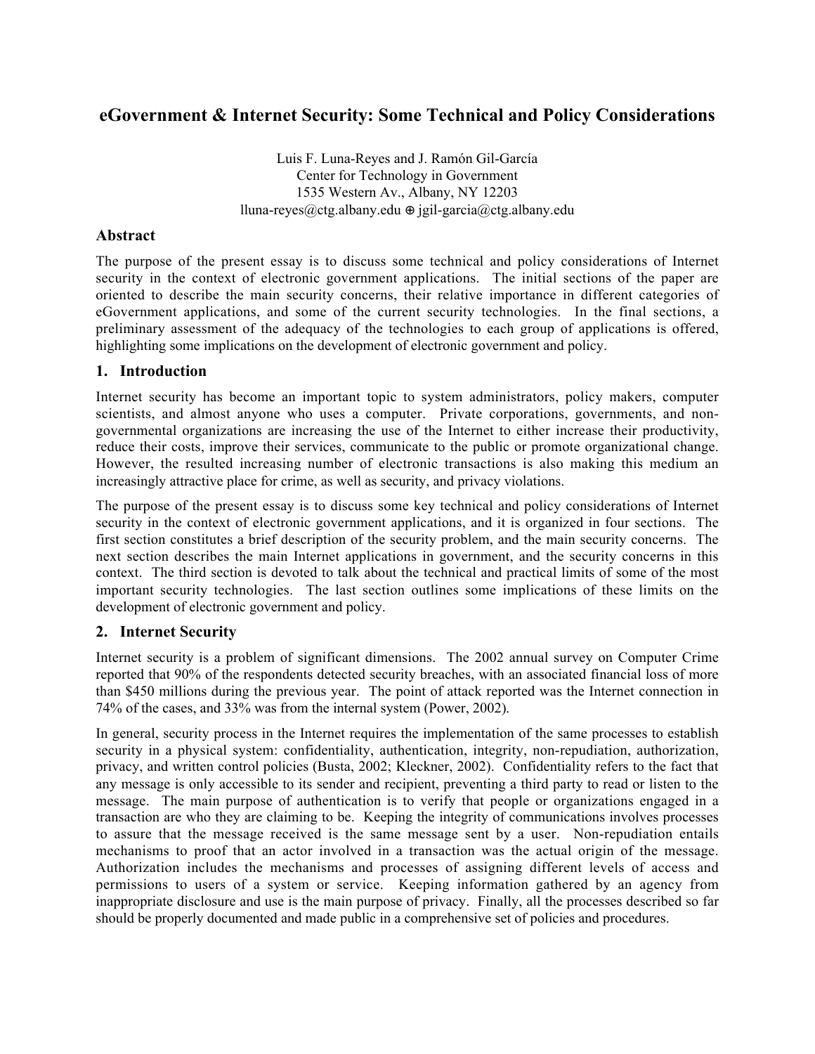# eGovernment & Internet Security: Some Technical and Policy Considerations

Luis F. Luna-Reyes and J. Ramón Gil-García
Center for Technology in Government
1535 Western Av., Albany, NY 12203
lluna-reyes@ctg.albany.edu ⊕ jgil-garcia@ctg.albany.edu

## Abstract

The purpose of the present essay is to discuss some technical and policy considerations of Internet security in the context of electronic government applications. The initial sections of the paper are oriented to describe the main security concerns, their relative importance in different categories of eGovernment applications, and some of the current security technologies. In the final sections, a preliminary assessment of the adequacy of the technologies to each group of applications is offered, highlighting some implications on the development of electronic government and policy.

## 1. Introduction

Internet security has become an important topic to system administrators, policy makers, computer scientists, and almost anyone who uses a computer. Private corporations, governments, and non-governmental organizations are increasing the use of the Internet to either increase their productivity, reduce their costs, improve their services, communicate to the public or promote organizational change. However, the resulted increasing number of electronic transactions is also making this medium an increasingly attractive place for crime, as well as security, and privacy violations.

The purpose of the present essay is to discuss some key technical and policy considerations of Internet security in the context of electronic government applications, and it is organized in four sections. The first section constitutes a brief description of the security problem, and the main security concerns. The next section describes the main Internet applications in government, and the security concerns in this context. The third section is devoted to talk about the technical and practical limits of some of the most important security technologies. The last section outlines some implications of these limits on the development of electronic government and policy.

## 2. Internet Security

Internet security is a problem of significant dimensions. The 2002 annual survey on Computer Crime reported that 90% of the respondents detected security breaches, with an associated financial loss of more than $450 millions during the previous year. The point of attack reported was the Internet connection in 74% of the cases, and 33% was from the internal system (Power, 2002).

In general, security process in the Internet requires the implementation of the same processes to establish security in a physical system: confidentiality, authentication, integrity, non-repudiation, authorization, privacy, and written control policies (Busta, 2002; Kleckner, 2002). Confidentiality refers to the fact that any message is only accessible to its sender and recipient, preventing a third party to read or listen to the message. The main purpose of authentication is to verify that people or organizations engaged in a transaction are who they are claiming to be. Keeping the integrity of communications involves processes to assure that the message received is the same message sent by a user. Non-repudiation entails mechanisms to proof that an actor involved in a transaction was the actual origin of the message. Authorization includes the mechanisms and processes of assigning different levels of access and permissions to users of a system or service. Keeping information gathered by an agency from inappropriate disclosure and use is the main purpose of privacy. Finally, all the processes described so far should be properly documented and made public in a comprehensive set of policies and procedures.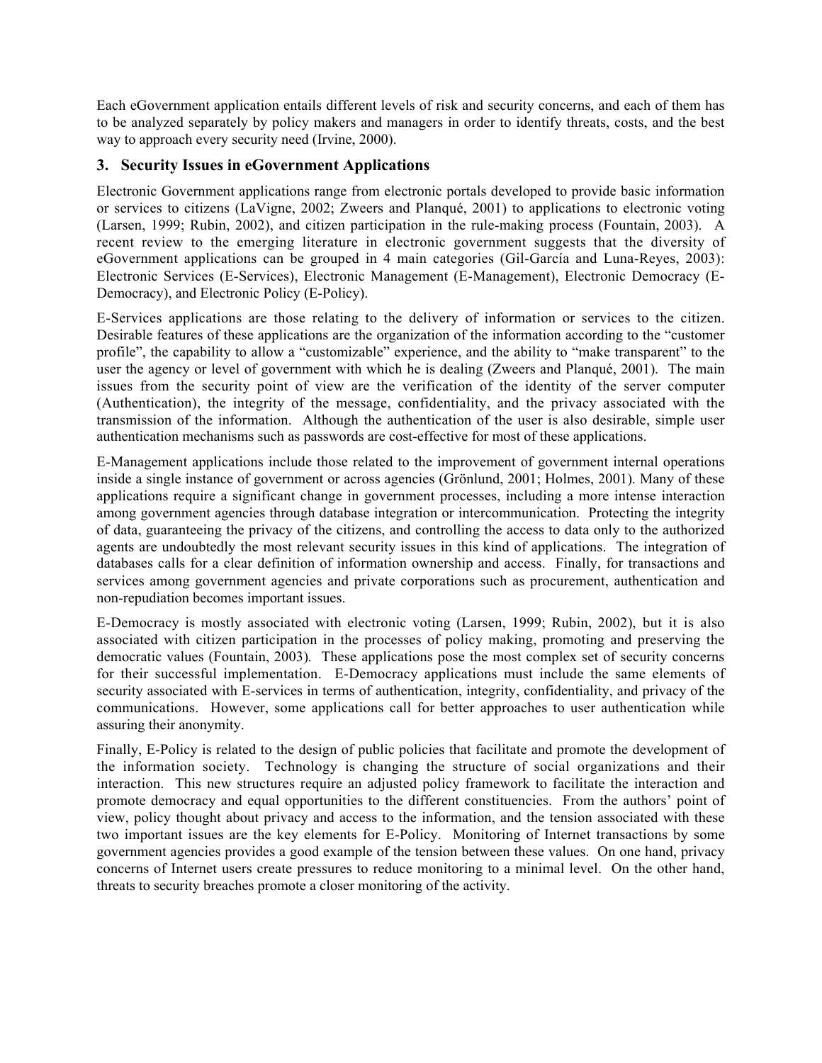Each eGovernment application entails different levels of risk and security concerns, and each of them has to be analyzed separately by policy makers and managers in order to identify threats, costs, and the best way to approach every security need (Irvine, 2000).

## 3. Security Issues in eGovernment Applications

Electronic Government applications range from electronic portals developed to provide basic information or services to citizens (LaVigne, 2002; Zweers and Planqué, 2001) to applications to electronic voting (Larsen, 1999; Rubin, 2002), and citizen participation in the rule-making process (Fountain, 2003). A recent review to the emerging literature in electronic government suggests that the diversity of eGovernment applications can be grouped in 4 main categories (Gil-García and Luna-Reyes, 2003): Electronic Services (E-Services), Electronic Management (E-Management), Electronic Democracy (E-Democracy), and Electronic Policy (E-Policy).

E-Services applications are those relating to the delivery of information or services to the citizen. Desirable features of these applications are the organization of the information according to the "customer profile", the capability to allow a "customizable" experience, and the ability to "make transparent" to the user the agency or level of government with which he is dealing (Zweers and Planqué, 2001). The main issues from the security point of view are the verification of the identity of the server computer (Authentication), the integrity of the message, confidentiality, and the privacy associated with the transmission of the information. Although the authentication of the user is also desirable, simple user authentication mechanisms such as passwords are cost-effective for most of these applications.

E-Management applications include those related to the improvement of government internal operations inside a single instance of government or across agencies (Grönlund, 2001; Holmes, 2001). Many of these applications require a significant change in government processes, including a more intense interaction among government agencies through database integration or intercommunication. Protecting the integrity of data, guaranteeing the privacy of the citizens, and controlling the access to data only to the authorized agents are undoubtedly the most relevant security issues in this kind of applications. The integration of databases calls for a clear definition of information ownership and access. Finally, for transactions and services among government agencies and private corporations such as procurement, authentication and non-repudiation becomes important issues.

E-Democracy is mostly associated with electronic voting (Larsen, 1999; Rubin, 2002), but it is also associated with citizen participation in the processes of policy making, promoting and preserving the democratic values (Fountain, 2003). These applications pose the most complex set of security concerns for their successful implementation. E-Democracy applications must include the same elements of security associated with E-services in terms of authentication, integrity, confidentiality, and privacy of the communications. However, some applications call for better approaches to user authentication while assuring their anonymity.

Finally, E-Policy is related to the design of public policies that facilitate and promote the development of the information society. Technology is changing the structure of social organizations and their interaction. This new structures require an adjusted policy framework to facilitate the interaction and promote democracy and equal opportunities to the different constituencies. From the authors' point of view, policy thought about privacy and access to the information, and the tension associated with these two important issues are the key elements for E-Policy. Monitoring of Internet transactions by some government agencies provides a good example of the tension between these values. On one hand, privacy concerns of Internet users create pressures to reduce monitoring to a minimal level. On the other hand, threats to security breaches promote a closer monitoring of the activity.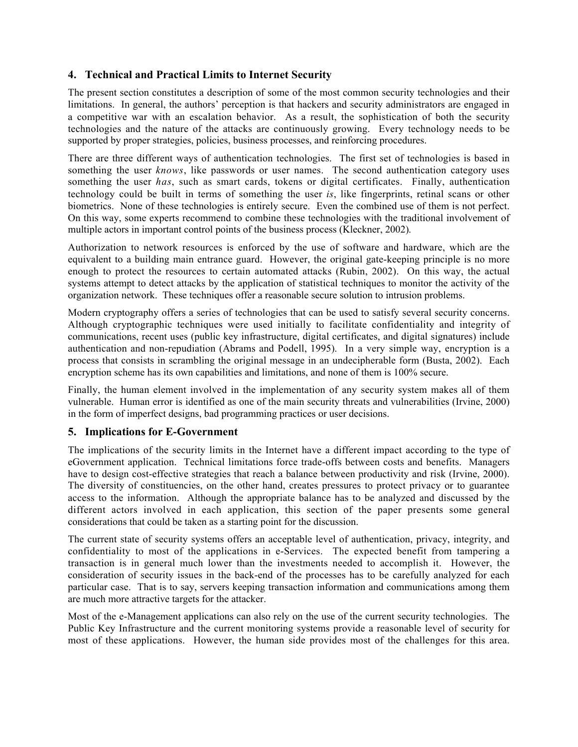## 4. Technical and Practical Limits to Internet Security

The present section constitutes a description of some of the most common security technologies and their limitations. In general, the authors' perception is that hackers and security administrators are engaged in a competitive war with an escalation behavior. As a result, the sophistication of both the security technologies and the nature of the attacks are continuously growing. Every technology needs to be supported by proper strategies, policies, business processes, and reinforcing procedures.

There are three different ways of authentication technologies. The first set of technologies is based in something the user *knows*, like passwords or user names. The second authentication category uses something the user *has*, such as smart cards, tokens or digital certificates. Finally, authentication technology could be built in terms of something the user *is*, like fingerprints, retinal scans or other biometrics. None of these technologies is entirely secure. Even the combined use of them is not perfect. On this way, some experts recommend to combine these technologies with the traditional involvement of multiple actors in important control points of the business process (Kleckner, 2002).

Authorization to network resources is enforced by the use of software and hardware, which are the equivalent to a building main entrance guard. However, the original gate-keeping principle is no more enough to protect the resources to certain automated attacks (Rubin, 2002). On this way, the actual systems attempt to detect attacks by the application of statistical techniques to monitor the activity of the organization network. These techniques offer a reasonable secure solution to intrusion problems.

Modern cryptography offers a series of technologies that can be used to satisfy several security concerns. Although cryptographic techniques were used initially to facilitate confidentiality and integrity of communications, recent uses (public key infrastructure, digital certificates, and digital signatures) include authentication and non-repudiation (Abrams and Podell, 1995). In a very simple way, encryption is a process that consists in scrambling the original message in an undecipherable form (Busta, 2002). Each encryption scheme has its own capabilities and limitations, and none of them is 100% secure.

Finally, the human element involved in the implementation of any security system makes all of them vulnerable. Human error is identified as one of the main security threats and vulnerabilities (Irvine, 2000) in the form of imperfect designs, bad programming practices or user decisions.

## 5. Implications for E-Government

The implications of the security limits in the Internet have a different impact according to the type of eGovernment application. Technical limitations force trade-offs between costs and benefits. Managers have to design cost-effective strategies that reach a balance between productivity and risk (Irvine, 2000). The diversity of constituencies, on the other hand, creates pressures to protect privacy or to guarantee access to the information. Although the appropriate balance has to be analyzed and discussed by the different actors involved in each application, this section of the paper presents some general considerations that could be taken as a starting point for the discussion.

The current state of security systems offers an acceptable level of authentication, privacy, integrity, and confidentiality to most of the applications in e-Services. The expected benefit from tampering a transaction is in general much lower than the investments needed to accomplish it. However, the consideration of security issues in the back-end of the processes has to be carefully analyzed for each particular case. That is to say, servers keeping transaction information and communications among them are much more attractive targets for the attacker.

Most of the e-Management applications can also rely on the use of the current security technologies. The Public Key Infrastructure and the current monitoring systems provide a reasonable level of security for most of these applications. However, the human side provides most of the challenges for this area.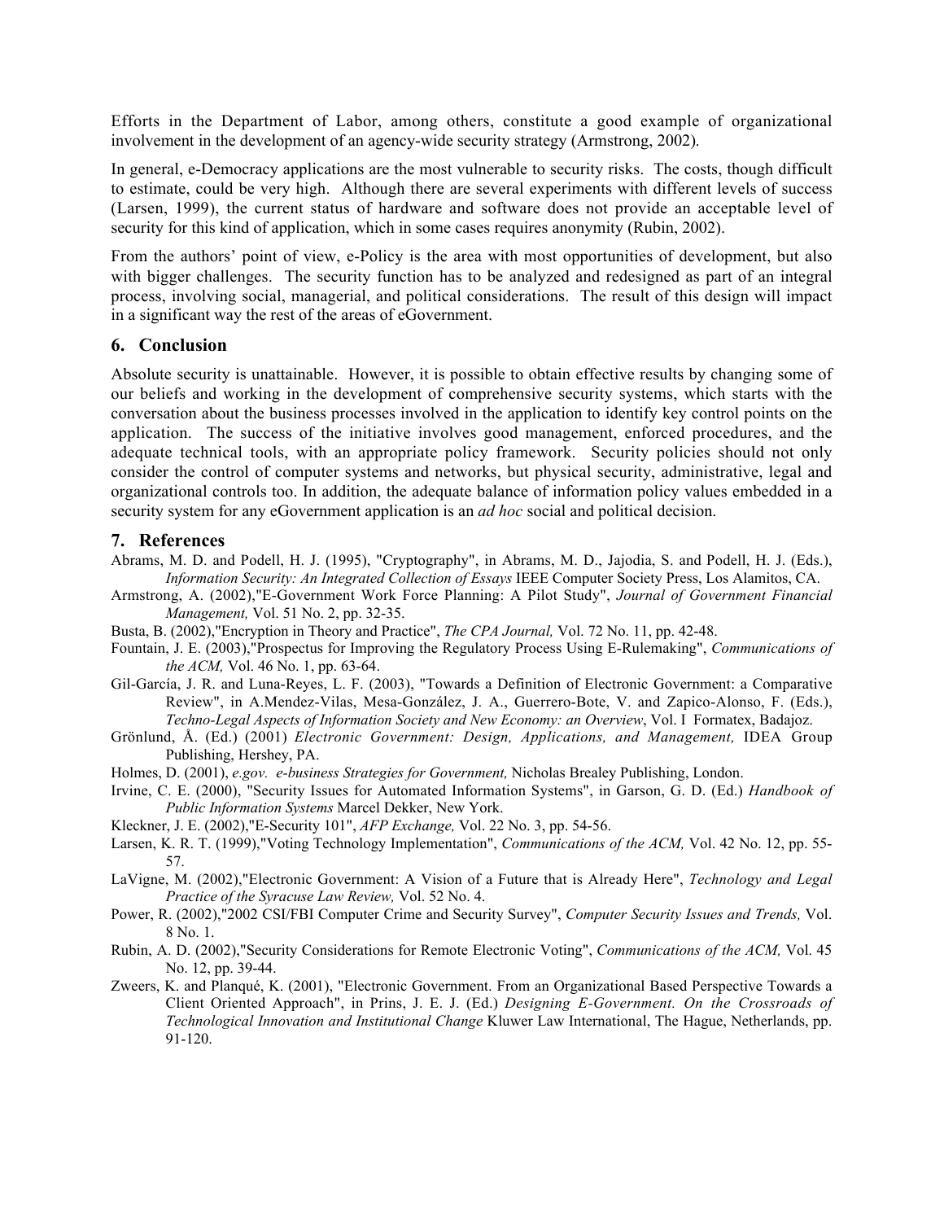Efforts in the Department of Labor, among others, constitute a good example of organizational involvement in the development of an agency-wide security strategy (Armstrong, 2002).

In general, e-Democracy applications are the most vulnerable to security risks. The costs, though difficult to estimate, could be very high. Although there are several experiments with different levels of success (Larsen, 1999), the current status of hardware and software does not provide an acceptable level of security for this kind of application, which in some cases requires anonymity (Rubin, 2002).

From the authors' point of view, e-Policy is the area with most opportunities of development, but also with bigger challenges. The security function has to be analyzed and redesigned as part of an integral process, involving social, managerial, and political considerations. The result of this design will impact in a significant way the rest of the areas of eGovernment.

## 6. Conclusion

Absolute security is unattainable. However, it is possible to obtain effective results by changing some of our beliefs and working in the development of comprehensive security systems, which starts with the conversation about the business processes involved in the application to identify key control points on the application. The success of the initiative involves good management, enforced procedures, and the adequate technical tools, with an appropriate policy framework. Security policies should not only consider the control of computer systems and networks, but physical security, administrative, legal and organizational controls too. In addition, the adequate balance of information policy values embedded in a security system for any eGovernment application is an *ad hoc* social and political decision.

## 7. References

Abrams, M. D. and Podell, H. J. (1995), "Cryptography", in Abrams, M. D., Jajodia, S. and Podell, H. J. (Eds.), *Information Security: An Integrated Collection of Essays* IEEE Computer Society Press, Los Alamitos, CA.

Armstrong, A. (2002),"E-Government Work Force Planning: A Pilot Study", *Journal of Government Financial Management,* Vol. 51 No. 2, pp. 32-35.

Busta, B. (2002),"Encryption in Theory and Practice", *The CPA Journal,* Vol. 72 No. 11, pp. 42-48.

Fountain, J. E. (2003),"Prospectus for Improving the Regulatory Process Using E-Rulemaking", *Communications of the ACM,* Vol. 46 No. 1, pp. 63-64.

Gil-García, J. R. and Luna-Reyes, L. F. (2003), "Towards a Definition of Electronic Government: a Comparative Review", in A.Mendez-Vilas, Mesa-González, J. A., Guerrero-Bote, V. and Zapico-Alonso, F. (Eds.), *Techno-Legal Aspects of Information Society and New Economy: an Overview*, Vol. I Formatex, Badajoz.

Grönlund, Å. (Ed.) (2001) *Electronic Government: Design, Applications, and Management,* IDEA Group Publishing, Hershey, PA.

Holmes, D. (2001), *e.gov. e-business Strategies for Government,* Nicholas Brealey Publishing, London.

Irvine, C. E. (2000), "Security Issues for Automated Information Systems", in Garson, G. D. (Ed.) *Handbook of Public Information Systems* Marcel Dekker, New York.

Kleckner, J. E. (2002),"E-Security 101", *AFP Exchange,* Vol. 22 No. 3, pp. 54-56.

Larsen, K. R. T. (1999),"Voting Technology Implementation", *Communications of the ACM,* Vol. 42 No. 12, pp. 55-57.

LaVigne, M. (2002),"Electronic Government: A Vision of a Future that is Already Here", *Technology and Legal Practice of the Syracuse Law Review,* Vol. 52 No. 4.

Power, R. (2002),"2002 CSI/FBI Computer Crime and Security Survey", *Computer Security Issues and Trends,* Vol. 8 No. 1.

Rubin, A. D. (2002),"Security Considerations for Remote Electronic Voting", *Communications of the ACM,* Vol. 45 No. 12, pp. 39-44.

Zweers, K. and Planqué, K. (2001), "Electronic Government. From an Organizational Based Perspective Towards a Client Oriented Approach", in Prins, J. E. J. (Ed.) *Designing E-Government. On the Crossroads of Technological Innovation and Institutional Change* Kluwer Law International, The Hague, Netherlands, pp. 91-120.